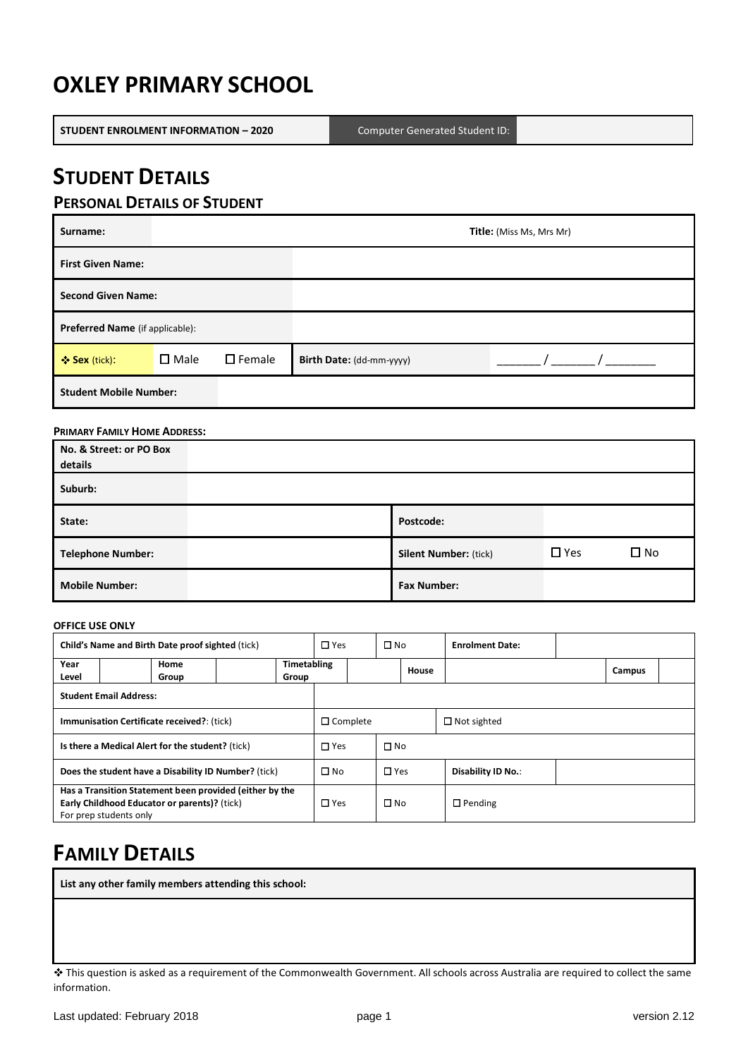# OXLEY PRIMARY SCHOOL

| STUDENT ENROLMENT INFORMATION – 2020 | Computer Generated Student ID: | |
|---|---|---|

# STUDENT DETAILS

## PERSONAL DETAILS OF STUDENT

| Surname: | | | Title: (Miss Ms, Mrs Mr) | |
|---|---|---|---|---|
| First Given Name: | | | | |
| Second Given Name: | | | | |
| Preferred Name (if applicable): | | | | |
| ❖ Sex (tick): | ☐ Male | ☐ Female | Birth Date: (dd-mm-yyyy) | _______ / _______ / ________ |
| Student Mobile Number: | | | | |

**PRIMARY FAMILY HOME ADDRESS:**

| No. & Street: or PO Box details | | | | |
|---|---|---|---|---|
| Suburb: | | | | |
| State: | | Postcode: | | |
| Telephone Number: | | Silent Number: (tick) | ☐ Yes | ☐ No |
| Mobile Number: | | Fax Number: | | |

**OFFICE USE ONLY**

| Child's Name and Birth Date proof sighted (tick) | | | | | ☐ Yes | ☐ No | | Enrolment Date: | | | |
|---|---|---|---|---|---|---|---|---|---|---|---|
| Year Level | | Home Group | | Timetabling Group | | | House | | | Campus | |
| Student Email Address: | | | | | | | | | | | |
| Immunisation Certificate received?: (tick) | | | | | ☐ Complete | | | ☐ Not sighted | | | |
| Is there a Medical Alert for the student? (tick) | | | | | ☐ Yes | ☐ No | | | | | |
| Does the student have a Disability ID Number? (tick) | | | | | ☐ No | ☐ Yes | | Disability ID No.: | | | |
| Has a Transition Statement been provided (either by the Early Childhood Educator or parents)? (tick) For prep students only | | | | | ☐ Yes | ☐ No | | ☐ Pending | | | |

# FAMILY DETAILS

| List any other family members attending this school: |
|---|
| |

❖ This question is asked as a requirement of the Commonwealth Government. All schools across Australia are required to collect the same information.

Last updated: February 2018 version 2.12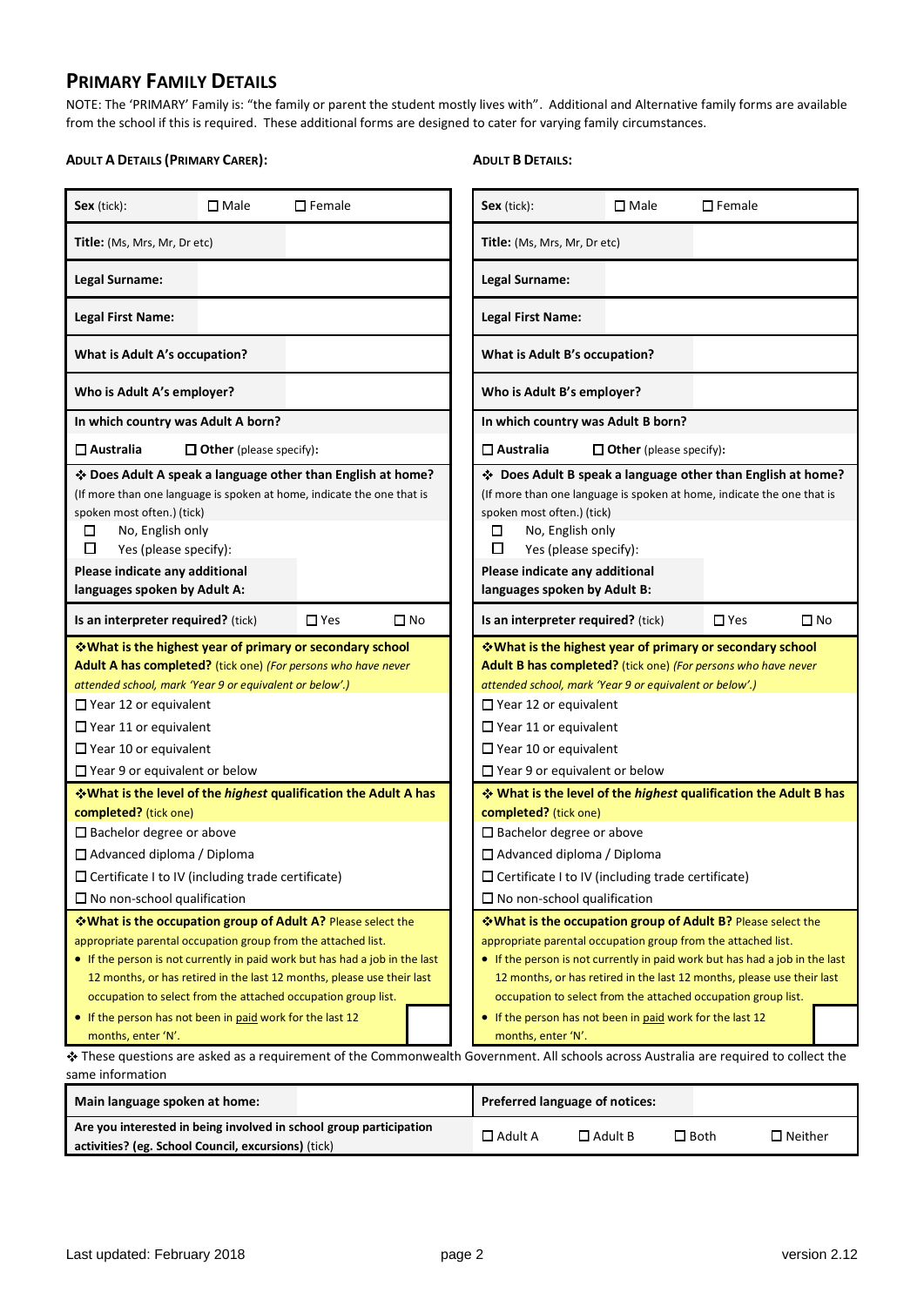# PRIMARY FAMILY DETAILS

NOTE: The 'PRIMARY' Family is: "the family or parent the student mostly lives with". Additional and Alternative family forms are available from the school if this is required. These additional forms are designed to cater for varying family circumstances.

## ADULT A DETAILS (PRIMARY CARER):

| | | |
|---|---|---|
| **Sex** (tick): | ☐ Male | ☐ Female |
| **Title:** (Ms, Mrs, Mr, Dr etc) | | |
| **Legal Surname:** | | |
| **Legal First Name:** | | |
| **What is Adult A's occupation?** | | |
| **Who is Adult A's employer?** | | |

**In which country was Adult A born?**

☐ **Australia** ☐ **Other** (please specify):

❖ **Does Adult A speak a language other than English at home?**
(If more than one language is spoken at home, indicate the one that is spoken most often.) (tick)

☐ No, English only
☐ Yes (please specify):

**Please indicate any additional languages spoken by Adult A:**

**Is an interpreter required?** (tick) ☐ Yes ☐ No

❖**What is the highest year of primary or secondary school Adult A has completed?** (tick one) *(For persons who have never attended school, mark 'Year 9 or equivalent or below'.)*

☐ Year 12 or equivalent
☐ Year 11 or equivalent
☐ Year 10 or equivalent
☐ Year 9 or equivalent or below

❖**What is the level of the *highest* qualification the Adult A has completed?** (tick one)

☐ Bachelor degree or above
☐ Advanced diploma / Diploma
☐ Certificate I to IV (including trade certificate)
☐ No non-school qualification

❖**What is the occupation group of Adult A?** Please select the appropriate parental occupation group from the attached list.

- If the person is not currently in paid work but has had a job in the last 12 months, or has retired in the last 12 months, please use their last occupation to select from the attached occupation group list.
- If the person has not been in paid work for the last 12 months, enter 'N'.

## ADULT B DETAILS:

| | | |
|---|---|---|
| **Sex** (tick): | ☐ Male | ☐ Female |
| **Title:** (Ms, Mrs, Mr, Dr etc) | | |
| **Legal Surname:** | | |
| **Legal First Name:** | | |
| **What is Adult B's occupation?** | | |
| **Who is Adult B's employer?** | | |

**In which country was Adult B born?**

☐ **Australia** ☐ **Other** (please specify):

❖ **Does Adult B speak a language other than English at home?**
(If more than one language is spoken at home, indicate the one that is spoken most often.) (tick)

☐ No, English only
☐ Yes (please specify):

**Please indicate any additional languages spoken by Adult B:**

**Is an interpreter required?** (tick) ☐ Yes ☐ No

❖**What is the highest year of primary or secondary school Adult B has completed?** (tick one) *(For persons who have never attended school, mark 'Year 9 or equivalent or below'.)*

☐ Year 12 or equivalent
☐ Year 11 or equivalent
☐ Year 10 or equivalent
☐ Year 9 or equivalent or below

❖ **What is the level of the *highest* qualification the Adult B has completed?** (tick one)

☐ Bachelor degree or above
☐ Advanced diploma / Diploma
☐ Certificate I to IV (including trade certificate)
☐ No non-school qualification

❖**What is the occupation group of Adult B?** Please select the appropriate parental occupation group from the attached list.

- If the person is not currently in paid work but has had a job in the last 12 months, or has retired in the last 12 months, please use their last occupation to select from the attached occupation group list.
- If the person has not been in paid work for the last 12 months, enter 'N'.

❖ These questions are asked as a requirement of the Commonwealth Government. All schools across Australia are required to collect the same information

| | | | | | |
|---|---|---|---|---|---|
| **Main language spoken at home:** | | **Preferred language of notices:** | | | |
| **Are you interested in being involved in school group participation activities? (eg. School Council, excursions)** (tick) | | ☐ Adult A | ☐ Adult B | ☐ Both | ☐ Neither |

Last updated: February 2018 version 2.12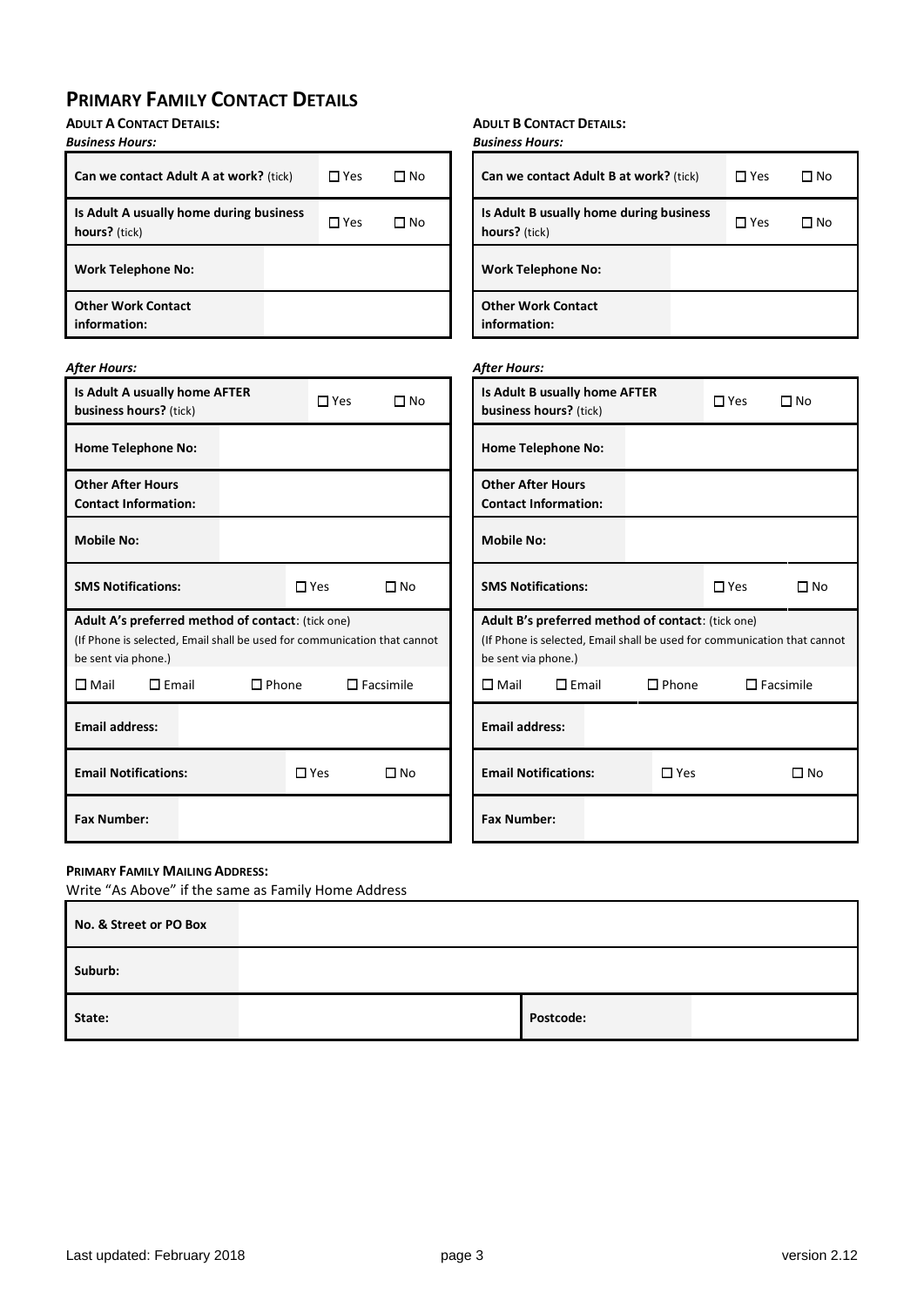# Primary Family Contact Details

### Adult A Contact Details:

***Business Hours:***

| | | |
|---|---|---|
| **Can we contact Adult A at work?** (tick) | ☐ Yes | ☐ No |
| **Is Adult A usually home during business hours?** (tick) | ☐ Yes | ☐ No |
| **Work Telephone No:** | | |
| **Other Work Contact information:** | | |

***After Hours:***

| | | |
|---|---|---|
| **Is Adult A usually home AFTER business hours?** (tick) | ☐ Yes | ☐ No |
| **Home Telephone No:** | | |
| **Other After Hours Contact Information:** | | |
| **Mobile No:** | | |
| **SMS Notifications:** | ☐ Yes | ☐ No |

**Adult A's preferred method of contact**: (tick one)
(If Phone is selected, Email shall be used for communication that cannot be sent via phone.)

☐ Mail ☐ Email ☐ Phone ☐ Facsimile

| | | |
|---|---|---|
| **Email address:** | | |
| **Email Notifications:** | ☐ Yes | ☐ No |
| **Fax Number:** | | |

### Adult B Contact Details:

***Business Hours:***

| | | |
|---|---|---|
| **Can we contact Adult B at work?** (tick) | ☐ Yes | ☐ No |
| **Is Adult B usually home during business hours?** (tick) | ☐ Yes | ☐ No |
| **Work Telephone No:** | | |
| **Other Work Contact information:** | | |

***After Hours:***

| | | |
|---|---|---|
| **Is Adult B usually home AFTER business hours?** (tick) | ☐ Yes | ☐ No |
| **Home Telephone No:** | | |
| **Other After Hours Contact Information:** | | |
| **Mobile No:** | | |
| **SMS Notifications:** | ☐ Yes | ☐ No |

**Adult B's preferred method of contact**: (tick one)
(If Phone is selected, Email shall be used for communication that cannot be sent via phone.)

☐ Mail ☐ Email ☐ Phone ☐ Facsimile

| | | |
|---|---|---|
| **Email address:** | | |
| **Email Notifications:** | ☐ Yes | ☐ No |
| **Fax Number:** | | |

### Primary Family Mailing Address:

Write "As Above" if the same as Family Home Address

| | | | |
|---|---|---|---|
| **No. & Street or PO Box** | | | |
| **Suburb:** | | | |
| **State:** | | **Postcode:** | |

Last updated: February 2018 version 2.12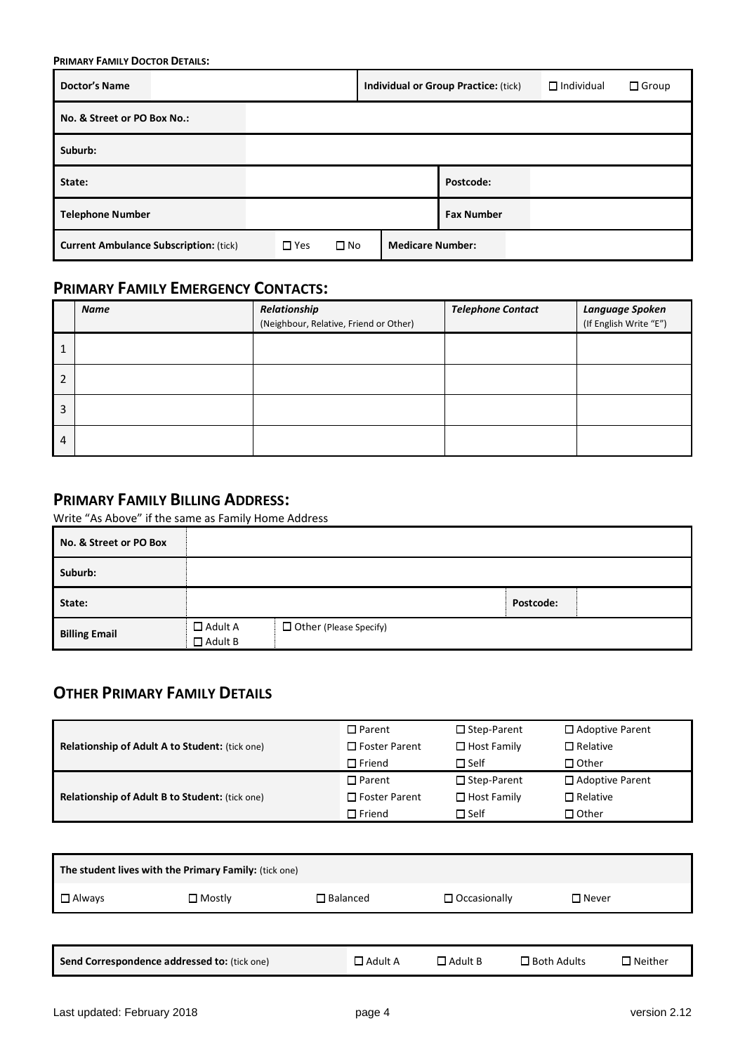**PRIMARY FAMILY DOCTOR DETAILS:**

| **Doctor's Name** | | **Individual or Group Practice:** (tick) | ☐ Individual | ☐ Group |
|---|---|---|---|---|
| **No. & Street or PO Box No.:** | | | | |
| **Suburb:** | | | | |
| **State:** | | **Postcode:** | | |
| **Telephone Number** | | **Fax Number** | | |
| **Current Ambulance Subscription:** (tick) | ☐ Yes ☐ No | **Medicare Number:** | | |

## PRIMARY FAMILY EMERGENCY CONTACTS:

| | *Name* | *Relationship* (Neighbour, Relative, Friend or Other) | *Telephone Contact* | *Language Spoken* (If English Write "E") |
|---|---|---|---|---|
| 1 | | | | |
| 2 | | | | |
| 3 | | | | |
| 4 | | | | |

## PRIMARY FAMILY BILLING ADDRESS:

Write "As Above" if the same as Family Home Address

| **No. & Street or PO Box** | | | |
|---|---|---|---|
| **Suburb:** | | | |
| **State:** | | **Postcode:** | |
| **Billing Email** | ☐ Adult A ☐ Adult B | ☐ Other (Please Specify) | |

## OTHER PRIMARY FAMILY DETAILS

| | | | |
|---|---|---|---|
| **Relationship of Adult A to Student:** (tick one) | ☐ Parent ☐ Foster Parent ☐ Friend | ☐ Step-Parent ☐ Host Family ☐ Self | ☐ Adoptive Parent ☐ Relative ☐ Other |
| **Relationship of Adult B to Student:** (tick one) | ☐ Parent ☐ Foster Parent ☐ Friend | ☐ Step-Parent ☐ Host Family ☐ Self | ☐ Adoptive Parent ☐ Relative ☐ Other |

| **The student lives with the Primary Family:** (tick one) | | | | |
|---|---|---|---|---|
| ☐ Always | ☐ Mostly | ☐ Balanced | ☐ Occasionally | ☐ Never |

| **Send Correspondence addressed to:** (tick one) | ☐ Adult A | ☐ Adult B | ☐ Both Adults | ☐ Neither |
|---|---|---|---|---|

Last updated: February 2018 version 2.12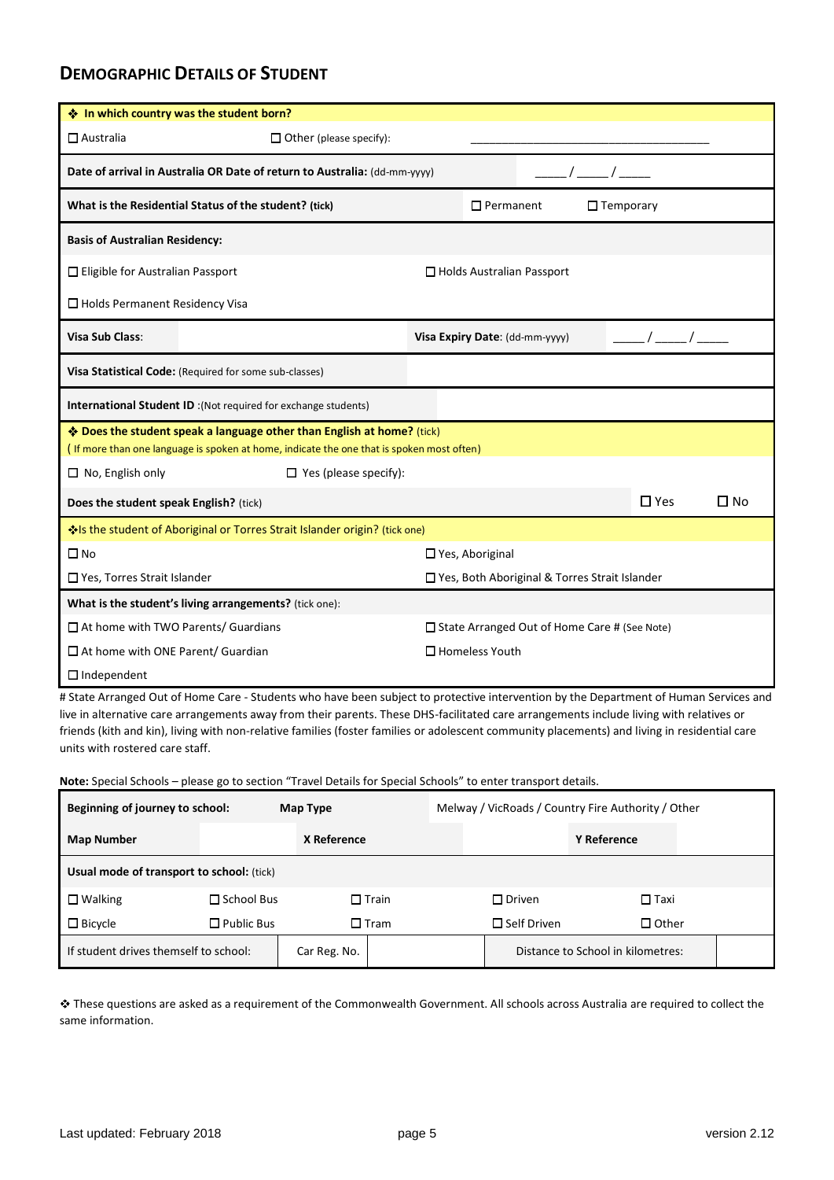## DEMOGRAPHIC DETAILS OF STUDENT

| ❖ **In which country was the student born?** | | | |
|---|---|---|---|
| ☐ Australia | ☐ Other (please specify): | ______________________________ | |
| **Date of arrival in Australia OR Date of return to Australia:** (dd-mm-yyyy) | | ____ / ____ / ____ | |
| **What is the Residential Status of the student? (tick)** | | ☐ Permanent | ☐ Temporary |
| **Basis of Australian Residency:** | | | |
| ☐ Eligible for Australian Passport | | ☐ Holds Australian Passport | |
| ☐ Holds Permanent Residency Visa | | | |
| **Visa Sub Class**: | | **Visa Expiry Date**: (dd-mm-yyyy) | ____ / ____ / ____ |
| **Visa Statistical Code:** (Required for some sub-classes) | | | |
| **International Student ID** :(Not required for exchange students) | | | |
| ❖ **Does the student speak a language other than English at home?** (tick) ( If more than one language is spoken at home, indicate the one that is spoken most often) | | | |
| ☐ No, English only | ☐ Yes (please specify): | | |
| **Does the student speak English?** (tick) | | ☐ Yes | ☐ No |
| ❖Is the student of Aboriginal or Torres Strait Islander origin? (tick one) | | | |
| ☐ No | | ☐ Yes, Aboriginal | |
| ☐ Yes, Torres Strait Islander | | ☐ Yes, Both Aboriginal & Torres Strait Islander | |
| **What is the student's living arrangements?** (tick one): | | | |
| ☐ At home with TWO Parents/ Guardians | | ☐ State Arranged Out of Home Care # (See Note) | |
| ☐ At home with ONE Parent/ Guardian | | ☐ Homeless Youth | |
| ☐ Independent | | | |

# State Arranged Out of Home Care - Students who have been subject to protective intervention by the Department of Human Services and live in alternative care arrangements away from their parents. These DHS-facilitated care arrangements include living with relatives or friends (kith and kin), living with non-relative families (foster families or adolescent community placements) and living in residential care units with rostered care staff.

**Note:** Special Schools – please go to section "Travel Details for Special Schools" to enter transport details.

| **Beginning of journey to school:** | | **Map Type** | Melway / VicRoads / Country Fire Authority / Other | | |
|---|---|---|---|---|---|
| **Map Number** | | **X Reference** | | **Y Reference** | |
| **Usual mode of transport to school:** (tick) | | | | | |
| ☐ Walking | ☐ School Bus | ☐ Train | ☐ Driven | ☐ Taxi | |
| ☐ Bicycle | ☐ Public Bus | ☐ Tram | ☐ Self Driven | ☐ Other | |
| If student drives themself to school: | Car Reg. No. | | Distance to School in kilometres: | | |

❖ These questions are asked as a requirement of the Commonwealth Government. All schools across Australia are required to collect the same information.

Last updated: February 2018 version 2.12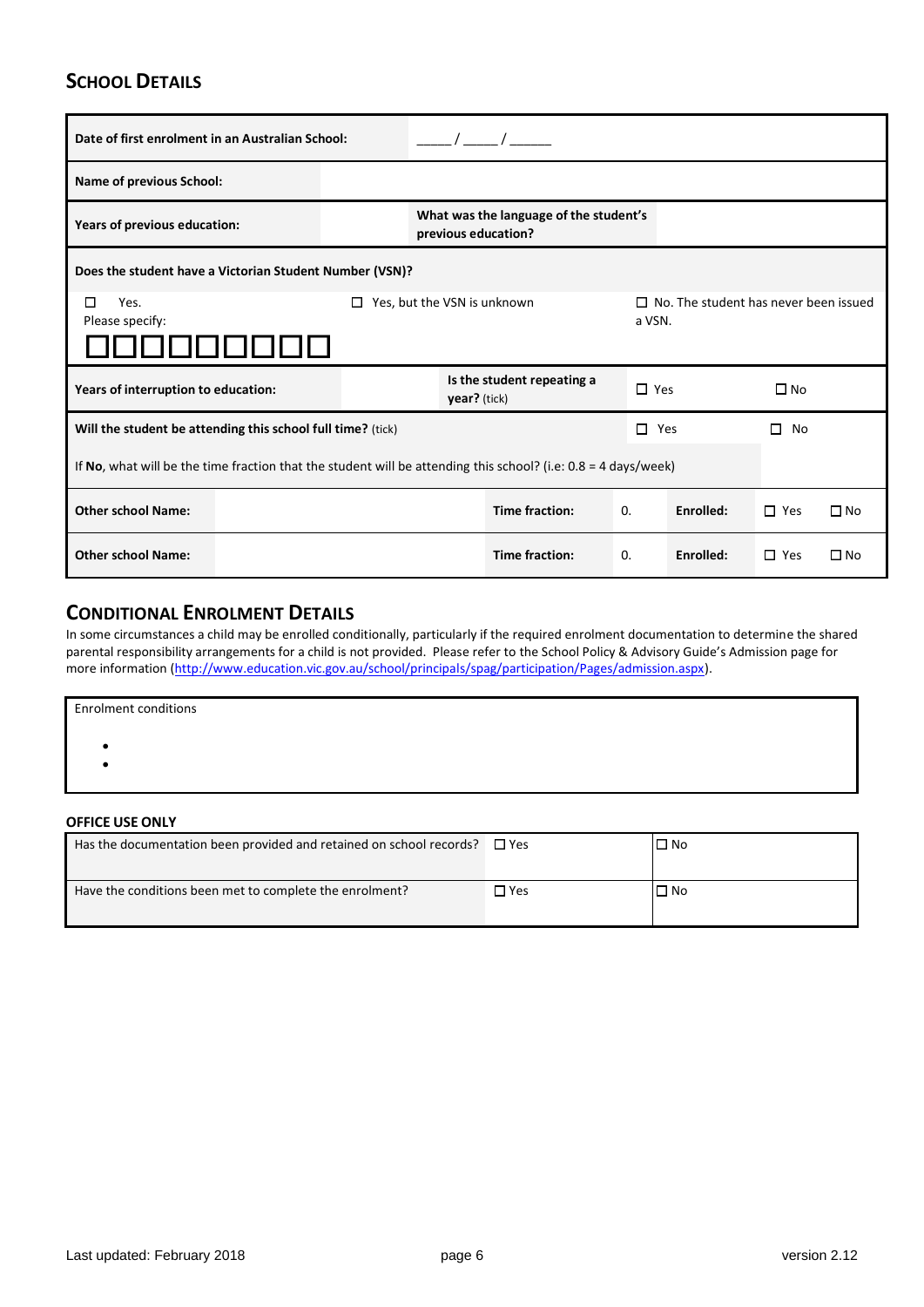## SCHOOL DETAILS

| | | | | | | |
|---|---|---|---|---|---|---|
| **Date of first enrolment in an Australian School:** | _____ / _____ / ______ | | | | | |
| **Name of previous School:** | | | | | | |
| **Years of previous education:** | | **What was the language of the student's previous education?** | | | | |
| **Does the student have a Victorian Student Number (VSN)?** | | | | | | |
| ☐ Yes. Please specify: ☐☐☐☐☐☐☐☐☐ | | ☐ Yes, but the VSN is unknown | | ☐ No. The student has never been issued a VSN. | | |
| **Years of interruption to education:** | | **Is the student repeating a year?** (tick) | | ☐ Yes | | ☐ No |
| **Will the student be attending this school full time?** (tick) | | | | ☐ Yes | | ☐ No |
| If **No**, what will be the time fraction that the student will be attending this school? (i.e: 0.8 = 4 days/week) | | | | | | |
| **Other school Name:** | | **Time fraction:** | 0. | **Enrolled:** | ☐ Yes | ☐ No |
| **Other school Name:** | | **Time fraction:** | 0. | **Enrolled:** | ☐ Yes | ☐ No |

## CONDITIONAL ENROLMENT DETAILS

In some circumstances a child may be enrolled conditionally, particularly if the required enrolment documentation to determine the shared parental responsibility arrangements for a child is not provided. Please refer to the School Policy & Advisory Guide's Admission page for more information (http://www.education.vic.gov.au/school/principals/spag/participation/Pages/admission.aspx).

| Enrolment conditions |
|---|
| • <br> • |

**OFFICE USE ONLY**

| | | |
|---|---|---|
| Has the documentation been provided and retained on school records? | ☐ Yes | ☐ No |
| Have the conditions been met to complete the enrolment? | ☐ Yes | ☐ No |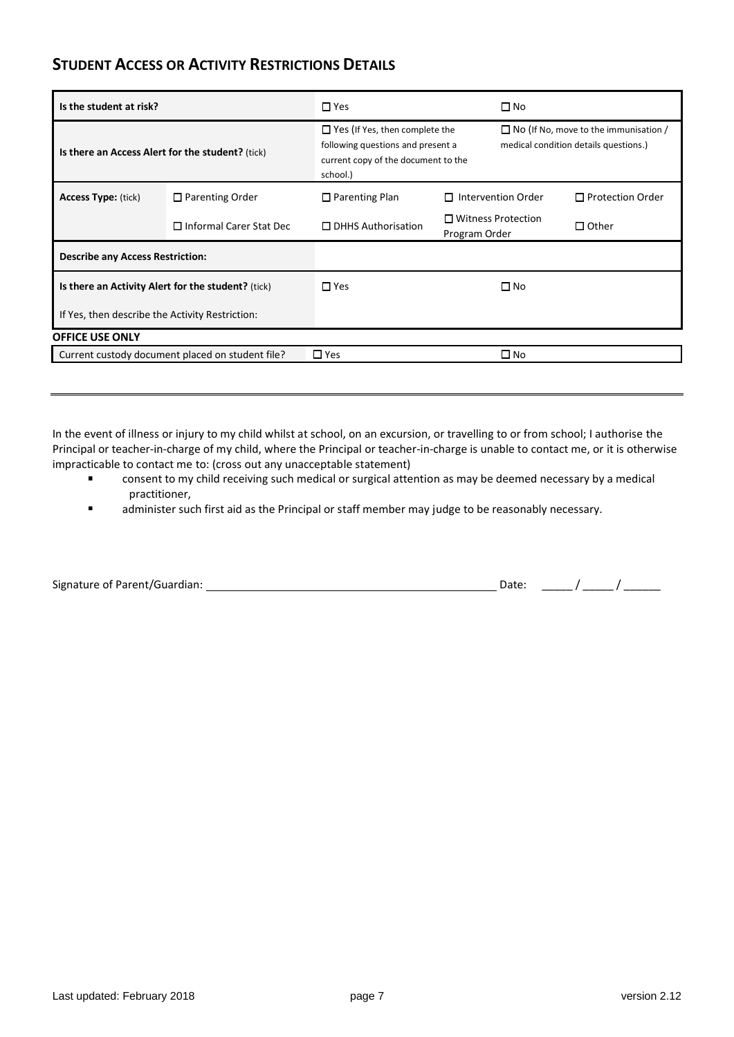## STUDENT ACCESS OR ACTIVITY RESTRICTIONS DETAILS

| | | | | |
|---|---|---|---|---|
| **Is the student at risk?** | | ☐ Yes | ☐ No | |
| **Is there an Access Alert for the student?** (tick) | | ☐ Yes (If Yes, then complete the following questions and present a current copy of the document to the school.) | ☐ No (If No, move to the immunisation / medical condition details questions.) | |
| **Access Type:** (tick) | ☐ Parenting Order | ☐ Parenting Plan | ☐ Intervention Order | ☐ Protection Order |
| | ☐ Informal Carer Stat Dec | ☐ DHHS Authorisation | ☐ Witness Protection Program Order | ☐ Other |
| **Describe any Access Restriction:** | | | | |
| **Is there an Activity Alert for the student?** (tick) | | ☐ Yes | ☐ No | |
| If Yes, then describe the Activity Restriction: | | | | |

**OFFICE USE ONLY**

| | | |
|---|---|---|
| Current custody document placed on student file? | ☐ Yes | ☐ No |

---

In the event of illness or injury to my child whilst at school, on an excursion, or travelling to or from school; I authorise the Principal or teacher-in-charge of my child, where the Principal or teacher-in-charge is unable to contact me, or it is otherwise impracticable to contact me to: (cross out any unacceptable statement)

- consent to my child receiving such medical or surgical attention as may be deemed necessary by a medical practitioner,
- administer such first aid as the Principal or staff member may judge to be reasonably necessary.

Signature of Parent/Guardian: _______________________________________________ Date: _____ / _____ / ______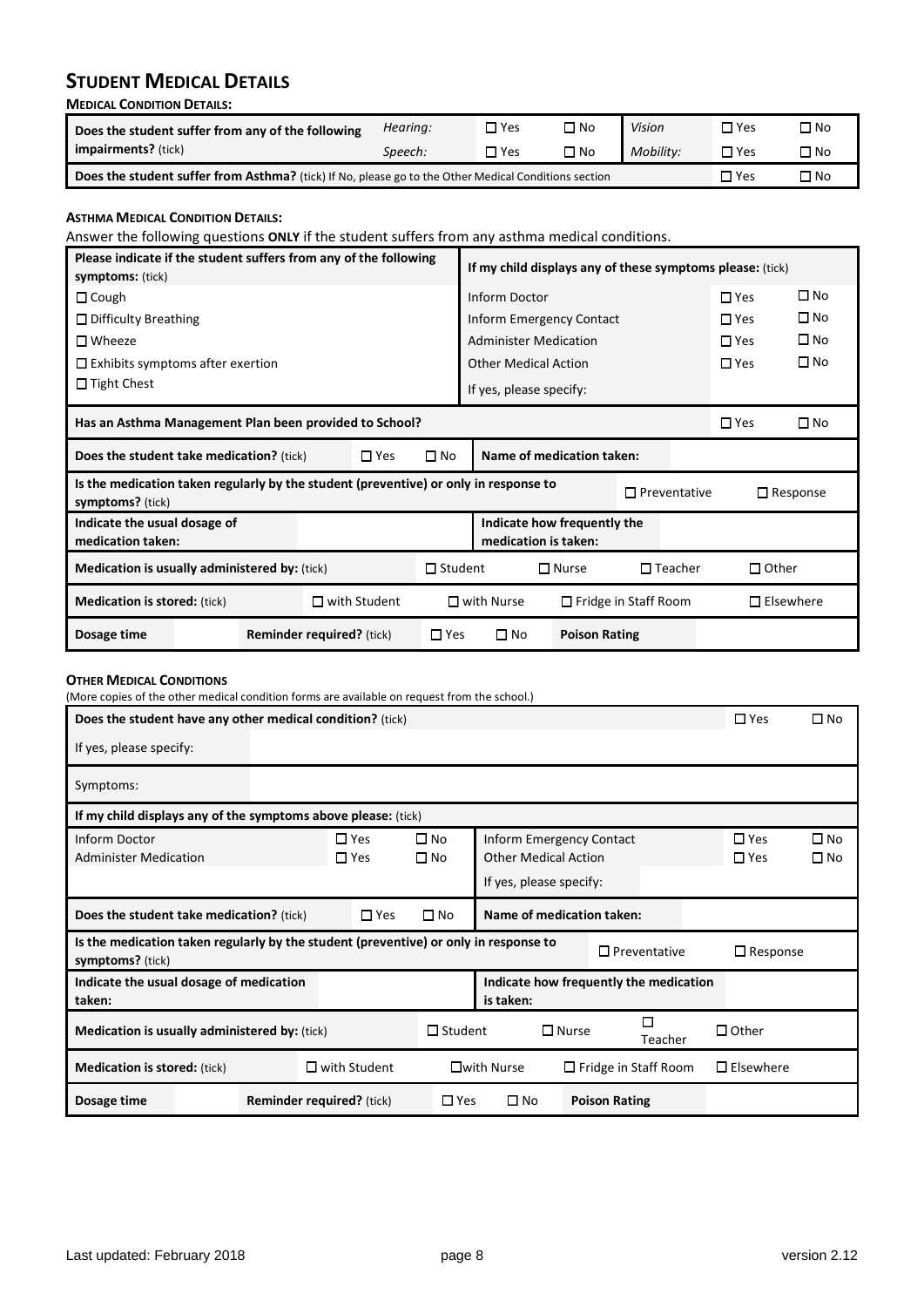# STUDENT MEDICAL DETAILS

**MEDICAL CONDITION DETAILS:**

| **Does the student suffer from any of the following impairments?** (tick) | *Hearing:* | ☐ Yes | ☐ No | *Vision* | ☐ Yes | ☐ No |
|---|---|---|---|---|---|---|
| | *Speech:* | ☐ Yes | ☐ No | *Mobility:* | ☐ Yes | ☐ No |
| **Does the student suffer from Asthma?** (tick) If No, please go to the Other Medical Conditions section | | | | | ☐ Yes | ☐ No |

**ASTHMA MEDICAL CONDITION DETAILS:**

Answer the following questions **ONLY** if the student suffers from any asthma medical conditions.

| **Please indicate if the student suffers from any of the following symptoms:** (tick) | **If my child displays any of these symptoms please:** (tick) | | |
|---|---|---|---|
| ☐ Cough | Inform Doctor | ☐ Yes | ☐ No |
| ☐ Difficulty Breathing | Inform Emergency Contact | ☐ Yes | ☐ No |
| ☐ Wheeze | Administer Medication | ☐ Yes | ☐ No |
| ☐ Exhibits symptoms after exertion | Other Medical Action | ☐ Yes | ☐ No |
| ☐ Tight Chest | If yes, please specify: | | |

| **Has an Asthma Management Plan been provided to School?** | | | | | ☐ Yes | ☐ No |
|---|---|---|---|---|---|---|
| **Does the student take medication?** (tick) | ☐ Yes | ☐ No | **Name of medication taken:** | | | |
| **Is the medication taken regularly by the student (preventive) or only in response to symptoms?** (tick) | | | | ☐ Preventative | | ☐ Response |
| **Indicate the usual dosage of medication taken:** | | | **Indicate how frequently the medication is taken:** | | | |
| **Medication is usually administered by:** (tick) | | ☐ Student | ☐ Nurse | ☐ Teacher | ☐ Other | |
| **Medication is stored:** (tick) | ☐ with Student | ☐ with Nurse | ☐ Fridge in Staff Room | | ☐ Elsewhere | |
| **Dosage time** | | **Reminder required?** (tick) | ☐ Yes | ☐ No | **Poison Rating** | |

**OTHER MEDICAL CONDITIONS**

(More copies of the other medical condition forms are available on request from the school.)

| **Does the student have any other medical condition?** (tick) | | | | | ☐ Yes | ☐ No |
|---|---|---|---|---|---|---|
| If yes, please specify: | | | | | | |
| Symptoms: | | | | | | |
| **If my child displays any of the symptoms above please:** (tick) | | | | | | |
| Inform Doctor | ☐ Yes | ☐ No | Inform Emergency Contact | | ☐ Yes | ☐ No |
| Administer Medication | ☐ Yes | ☐ No | Other Medical Action | | ☐ Yes | ☐ No |
| | | | If yes, please specify: | | | |
| **Does the student take medication?** (tick) | ☐ Yes | ☐ No | **Name of medication taken:** | | | |
| **Is the medication taken regularly by the student (preventive) or only in response to symptoms?** (tick) | | | | ☐ Preventative | ☐ Response | |
| **Indicate the usual dosage of medication taken:** | | | **Indicate how frequently the medication is taken:** | | | |
| **Medication is usually administered by:** (tick) | | ☐ Student | ☐ Nurse | ☐ Teacher | ☐ Other | |
| **Medication is stored:** (tick) | ☐ with Student | ☐ with Nurse | ☐ Fridge in Staff Room | | ☐ Elsewhere | |
| **Dosage time** | | **Reminder required?** (tick) | ☐ Yes | ☐ No | **Poison Rating** | |

Last updated: February 2018 version 2.12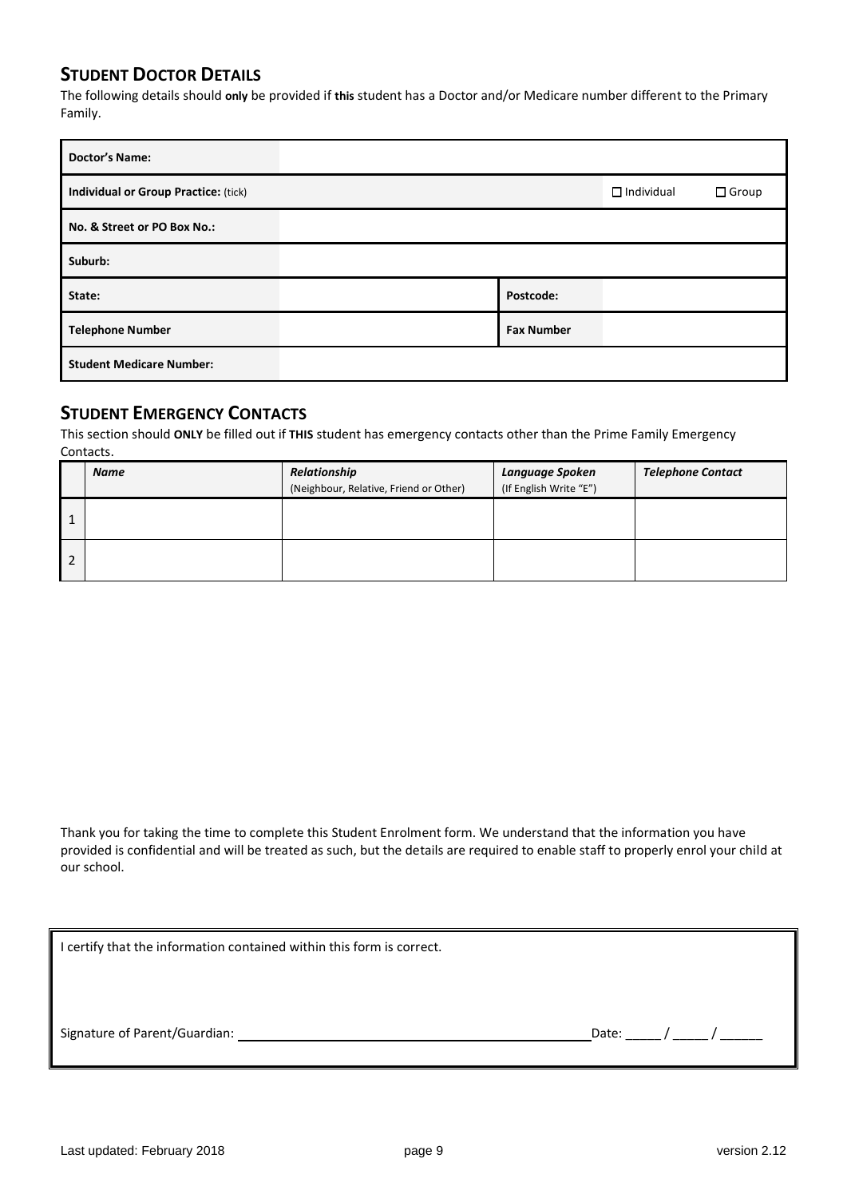## STUDENT DOCTOR DETAILS

The following details should **only** be provided if **this** student has a Doctor and/or Medicare number different to the Primary Family.

| | | | |
|---|---|---|---|
| **Doctor's Name:** | | | |
| **Individual or Group Practice:** (tick) | | ☐ Individual | ☐ Group |
| **No. & Street or PO Box No.:** | | | |
| **Suburb:** | | | |
| **State:** | | **Postcode:** | |
| **Telephone Number** | | **Fax Number** | |
| **Student Medicare Number:** | | | |

## STUDENT EMERGENCY CONTACTS

This section should **ONLY** be filled out if **THIS** student has emergency contacts other than the Prime Family Emergency Contacts.

| | ***Name*** | ***Relationship*** (Neighbour, Relative, Friend or Other) | ***Language Spoken*** (If English Write "E") | ***Telephone Contact*** |
|---|---|---|---|---|
| 1 | | | | |
| 2 | | | | |

Thank you for taking the time to complete this Student Enrolment form. We understand that the information you have provided is confidential and will be treated as such, but the details are required to enable staff to properly enrol your child at our school.

I certify that the information contained within this form is correct.

Signature of Parent/Guardian: ______________________________________ Date: _____ / _____ / ______

Last updated: February 2018 version 2.12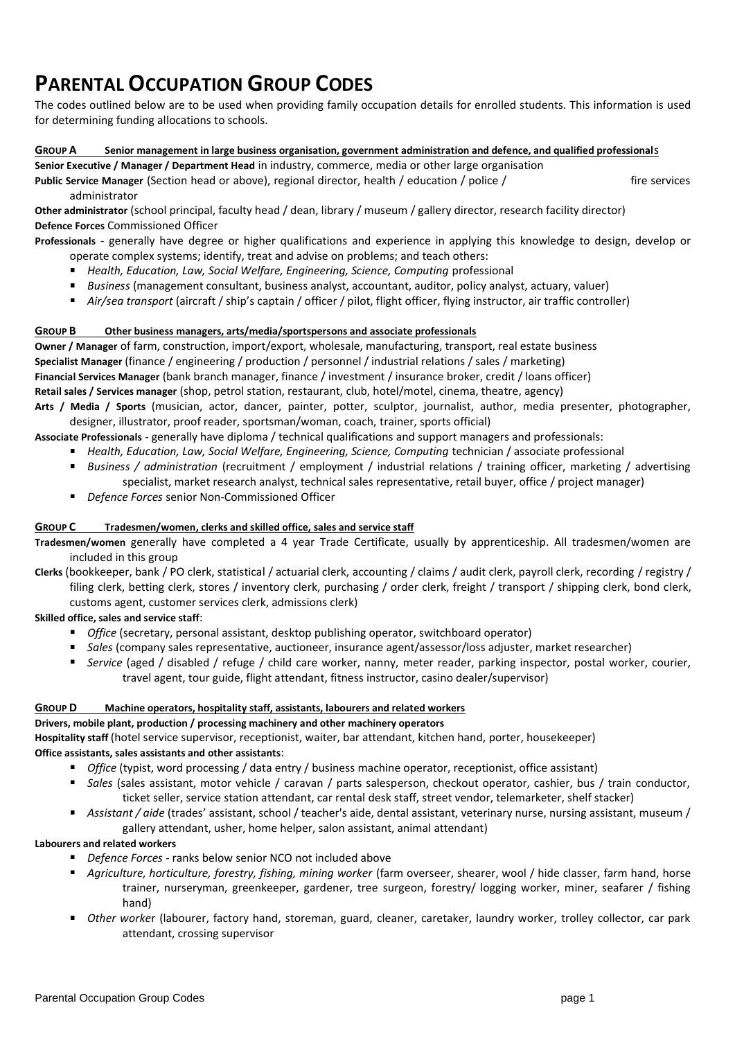# Parental Occupation Group Codes

The codes outlined below are to be used when providing family occupation details for enrolled students. This information is used for determining funding allocations to schools.

**GROUP A Senior management in large business organisation, government administration and defence, and qualified professionals**

**Senior Executive / Manager / Department Head** in industry, commerce, media or other large organisation

**Public Service Manager** (Section head or above), regional director, health / education / police / fire services administrator

**Other administrator** (school principal, faculty head / dean, library / museum / gallery director, research facility director)

**Defence Forces** Commissioned Officer

**Professionals** - generally have degree or higher qualifications and experience in applying this knowledge to design, develop or operate complex systems; identify, treat and advise on problems; and teach others:

- *Health, Education, Law, Social Welfare, Engineering, Science, Computing* professional
- *Business* (management consultant, business analyst, accountant, auditor, policy analyst, actuary, valuer)
- *Air/sea transport* (aircraft / ship's captain / officer / pilot, flight officer, flying instructor, air traffic controller)

**GROUP B Other business managers, arts/media/sportspersons and associate professionals**

**Owner / Manager** of farm, construction, import/export, wholesale, manufacturing, transport, real estate business

**Specialist Manager** (finance / engineering / production / personnel / industrial relations / sales / marketing)

**Financial Services Manager** (bank branch manager, finance / investment / insurance broker, credit / loans officer)

**Retail sales / Services manager** (shop, petrol station, restaurant, club, hotel/motel, cinema, theatre, agency)

**Arts / Media / Sports** (musician, actor, dancer, painter, potter, sculptor, journalist, author, media presenter, photographer, designer, illustrator, proof reader, sportsman/woman, coach, trainer, sports official)

**Associate Professionals** - generally have diploma / technical qualifications and support managers and professionals:

- *Health, Education, Law, Social Welfare, Engineering, Science, Computing* technician / associate professional
- *Business / administration* (recruitment / employment / industrial relations / training officer, marketing / advertising specialist, market research analyst, technical sales representative, retail buyer, office / project manager)
- *Defence Forces* senior Non-Commissioned Officer

**GROUP C Tradesmen/women, clerks and skilled office, sales and service staff**

**Tradesmen/women** generally have completed a 4 year Trade Certificate, usually by apprenticeship. All tradesmen/women are included in this group

**Clerks** (bookkeeper, bank / PO clerk, statistical / actuarial clerk, accounting / claims / audit clerk, payroll clerk, recording / registry / filing clerk, betting clerk, stores / inventory clerk, purchasing / order clerk, freight / transport / shipping clerk, bond clerk, customs agent, customer services clerk, admissions clerk)

**Skilled office, sales and service staff**:

- *Office* (secretary, personal assistant, desktop publishing operator, switchboard operator)
- *Sales* (company sales representative, auctioneer, insurance agent/assessor/loss adjuster, market researcher)
- *Service* (aged / disabled / refuge / child care worker, nanny, meter reader, parking inspector, postal worker, courier, travel agent, tour guide, flight attendant, fitness instructor, casino dealer/supervisor)

**GROUP D Machine operators, hospitality staff, assistants, labourers and related workers**

**Drivers, mobile plant, production / processing machinery and other machinery operators**

**Hospitality staff** (hotel service supervisor, receptionist, waiter, bar attendant, kitchen hand, porter, housekeeper)

**Office assistants, sales assistants and other assistants**:

- *Office* (typist, word processing / data entry / business machine operator, receptionist, office assistant)
- *Sales* (sales assistant, motor vehicle / caravan / parts salesperson, checkout operator, cashier, bus / train conductor, ticket seller, service station attendant, car rental desk staff, street vendor, telemarketer, shelf stacker)
- *Assistant / aide* (trades' assistant, school / teacher's aide, dental assistant, veterinary nurse, nursing assistant, museum / gallery attendant, usher, home helper, salon assistant, animal attendant)

**Labourers and related workers**

- *Defence Forces* - ranks below senior NCO not included above
- *Agriculture, horticulture, forestry, fishing, mining worker* (farm overseer, shearer, wool / hide classer, farm hand, horse trainer, nurseryman, greenkeeper, gardener, tree surgeon, forestry/ logging worker, miner, seafarer / fishing hand)
- *Other worker* (labourer, factory hand, storeman, guard, cleaner, caretaker, laundry worker, trolley collector, car park attendant, crossing supervisor